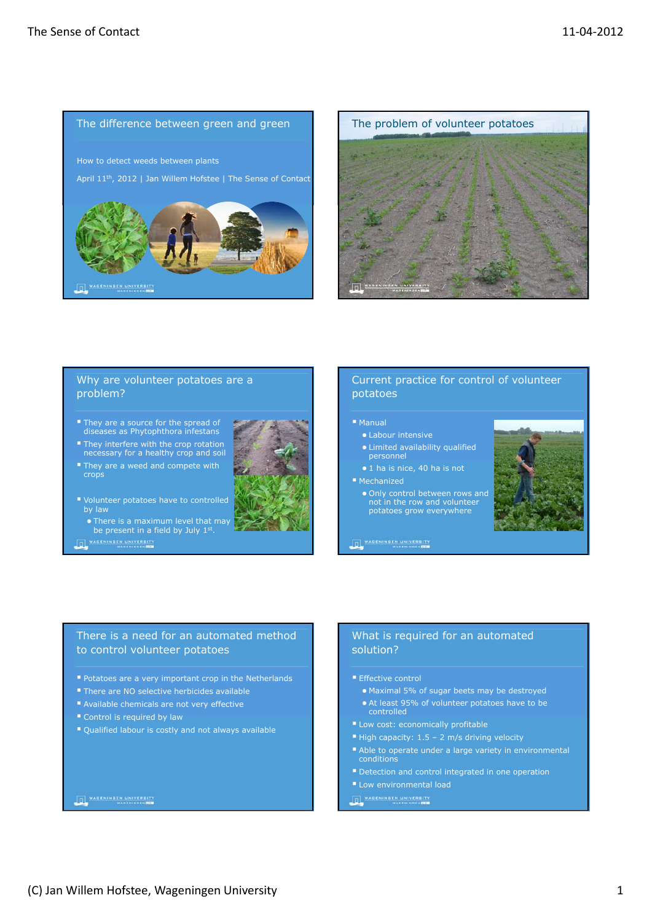## The difference between green and green

How to detect weeds between plants

April 11th, 2012 | Jan Willem Hofstee | The Sense of Contact

## The problem of volunteer potatoes

## Why are volunteer potatoes are a problem?

- They are a source for the spread of diseases as Phytophthora infestans
- They interfere with the crop rotation necessary for a healthy crop and soil
- They are a weed and compete with crops
- Volunteer potatoes have to controlled by law
  - There is a maximum level that may be present in a field by July 1st.

## Current practice for control of volunteer potatoes

- Manual
  - Labour intensive
  - Limited availability qualified personnel
  - 1 ha is nice, 40 ha is not
- Mechanized
  - Only control between rows and not in the row and volunteer potatoes grow everywhere

## There is a need for an automated method to control volunteer potatoes

- Potatoes are a very important crop in the Netherlands
- There are NO selective herbicides available
- Available chemicals are not very effective
- Control is required by law
- Qualified labour is costly and not always available

## What is required for an automated solution?

- Effective control
  - Maximal 5% of sugar beets may be destroyed
  - At least 95% of volunteer potatoes have to be controlled
- Low cost: economically profitable
- High capacity: 1.5 – 2 m/s driving velocity
- Able to operate under a large variety in environmental conditions
- Detection and control integrated in one operation
- Low environmental load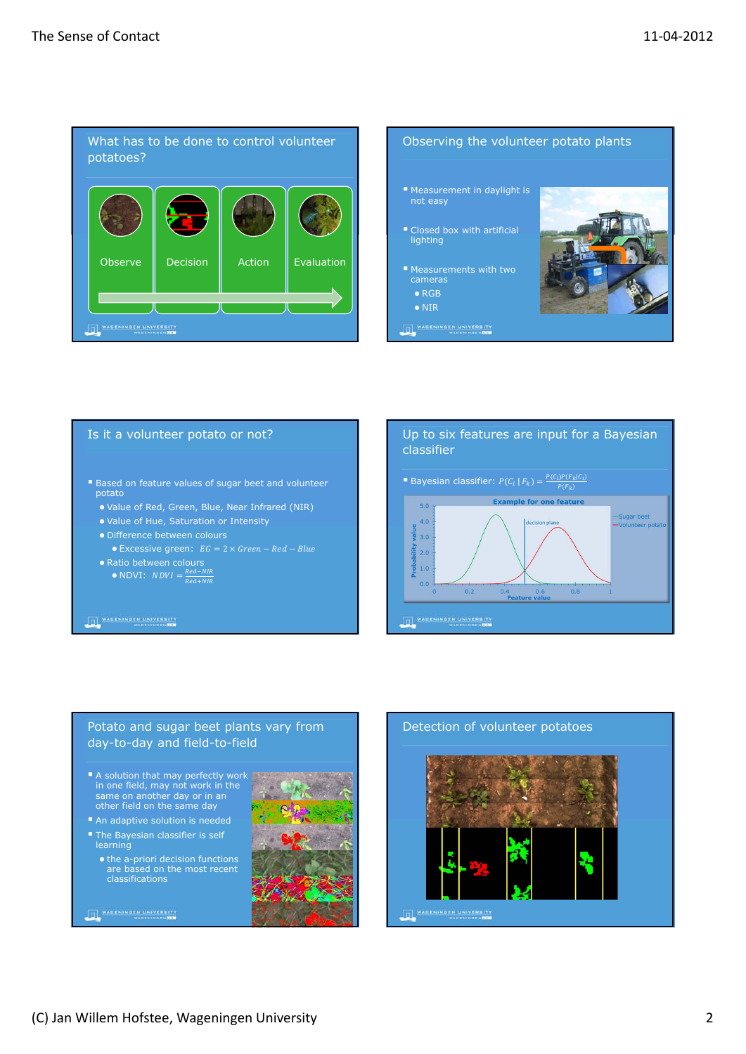## What has to be done to control volunteer potatoes?

Observe → Decision → Action → Evaluation

## Observing the volunteer potato plants

- Measurement in daylight is not easy
- Closed box with artificial lighting
- Measurements with two cameras
  - RGB
  - NIR

## Is it a volunteer potato or not?

- Based on feature values of sugar beet and volunteer potato
  - Value of Red, Green, Blue, Near Infrared (NIR)
  - Value of Hue, Saturation or Intensity
  - Difference between colours
    - Excessive green: $EG = 2 \times Green - Red - Blue$
  - Ratio between colours
    - NDVI: $NDVI = \frac{Red - NIR}{Red + NIR}$

## Up to six features are input for a Bayesian classifier

- Bayesian classifier: $P(C_i \mid F_k) = \frac{P(C_i)P(F_k \mid C_i)}{P(F_k)}$

Example for one feature (Probability value vs. Feature value; decision plane; Sugar beet; Volunteer potato)

## Potato and sugar beet plants vary from day-to-day and field-to-field

- A solution that may perfectly work in one field, may not work in the same on another day or in an other field on the same day
- An adaptive solution is needed
- The Bayesian classifier is self learning
  - the a-priori decision functions are based on the most recent classifications

## Detection of volunteer potatoes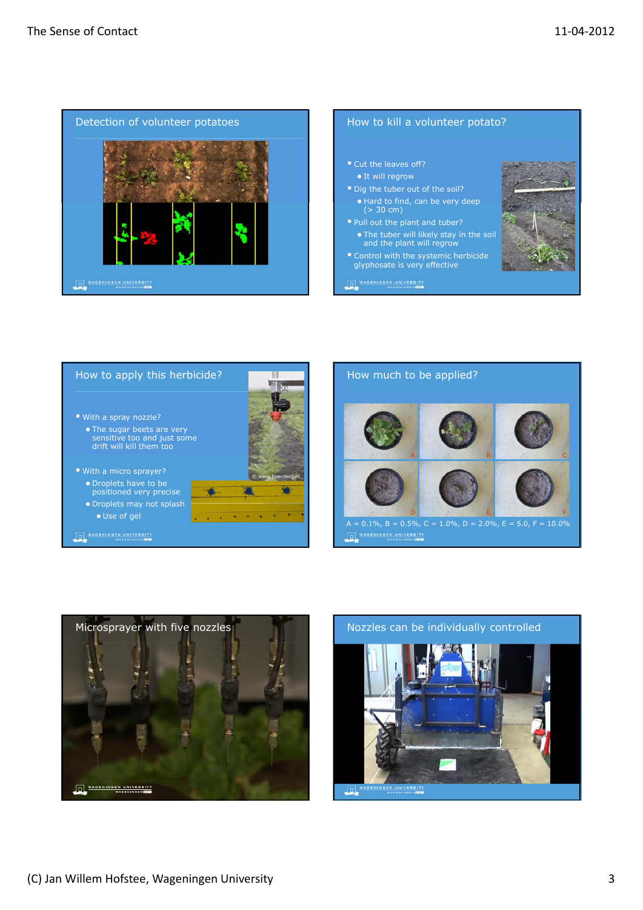## Detection of volunteer potatoes

## How to kill a volunteer potato?

- Cut the leaves off?
  - It will regrow
- Dig the tuber out of the soil?
  - Hard to find, can be very deep (> 30 cm)
- Pull out the plant and tuber?
  - The tuber will likely stay in the soil and the plant will regrow
- Control with the systemic herbicide glyphosate is very effective

## How to apply this herbicide?

- With a spray nozzle?
  - The sugar beets are very sensitive too and just some drift will kill them too
- With a micro sprayer?
  - Droplets have to be positioned very precise
  - Droplets may not splash
    - Use of gel

© www.boerderij.nl

## How much to be applied?

A = 0.1%, B = 0.5%, C = 1.0%, D = 2.0%, E = 5.0, F = 10.0%

## Microsprayer with five nozzles

## Nozzles can be individually controlled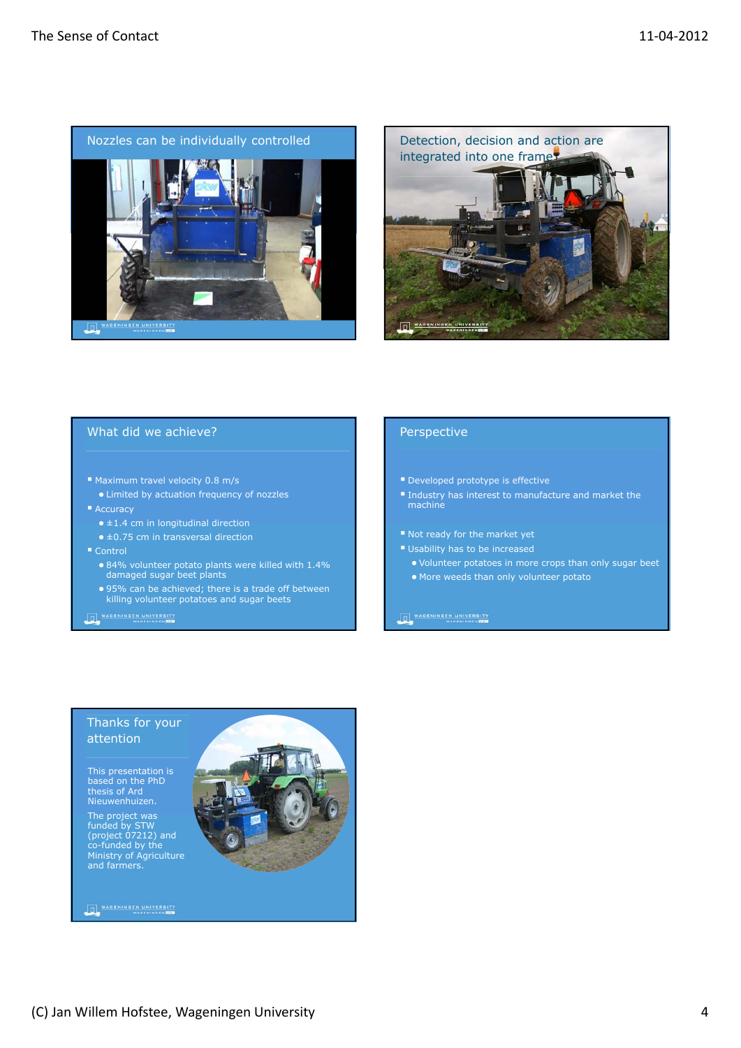## Nozzles can be individually controlled

## Detection, decision and action are integrated into one frame

## What did we achieve?

- Maximum travel velocity 0.8 m/s
  - Limited by actuation frequency of nozzles
- Accuracy
  - ±1.4 cm in longitudinal direction
  - ±0.75 cm in transversal direction
- Control
  - 84% volunteer potato plants were killed with 1.4% damaged sugar beet plants
  - 95% can be achieved; there is a trade off between killing volunteer potatoes and sugar beets

## Perspective

- Developed prototype is effective
- Industry has interest to manufacture and market the machine

- Not ready for the market yet
- Usability has to be increased
  - Volunteer potatoes in more crops than only sugar beet
  - More weeds than only volunteer potato

## Thanks for your attention

This presentation is based on the PhD thesis of Ard Nieuwenhuizen.

The project was funded by STW (project 07212) and co-funded by the Ministry of Agriculture and farmers.